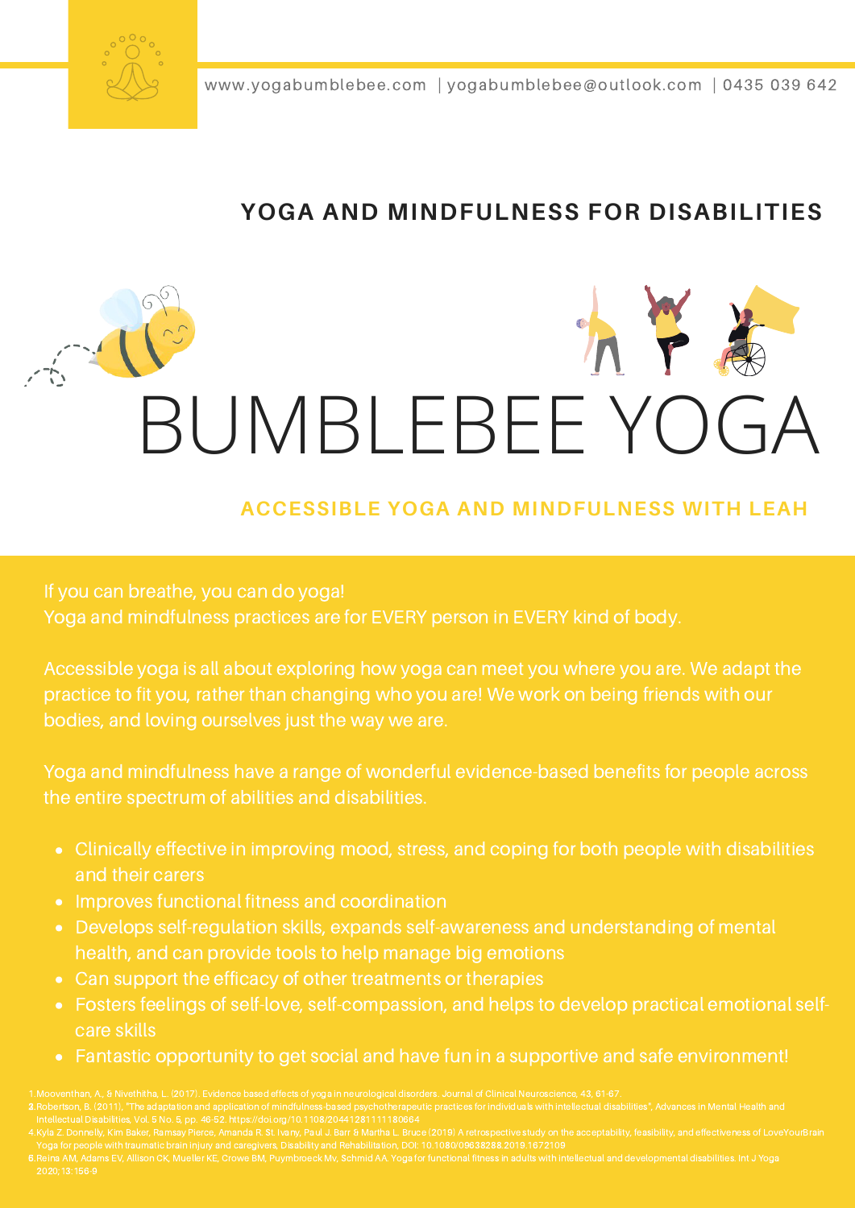www.yogabumblebee.com | yogabumblebee@outlook.com | 0435 039 642

## YOGA AND MINDFULNESS FOR DISABILITIES

# BUMBLEBEE YOGA

### ACCESSIBLE YOGA AND MINDFULNESS WITH LEAH

If you can breathe, you can do yoga!
Yoga and mindfulness practices are for EVERY person in EVERY kind of body.

Accessible yoga is all about exploring how yoga can meet you where you are. We adapt the practice to fit you, rather than changing who you are! We work on being friends with our bodies, and loving ourselves just the way we are.

Yoga and mindfulness have a range of wonderful evidence-based benefits for people across the entire spectrum of abilities and disabilities.

- Clinically effective in improving mood, stress, and coping for both people with disabilities and their carers
- Improves functional fitness and coordination
- Develops self-regulation skills, expands self-awareness and understanding of mental health, and can provide tools to help manage big emotions
- Can support the efficacy of other treatments or therapies
- Fosters feelings of self-love, self-compassion, and helps to develop practical emotional self-care skills
- Fantastic opportunity to get social and have fun in a supportive and safe environment!

1. Mooventhan, A., & Nivethitha, L. (2017). Evidence based effects of yoga in neurological disorders. Journal of Clinical Neuroscience, 43, 61-67.
2. Robertson, B. (2011), "The adaptation and application of mindfulness-based psychotherapeutic practices for individuals with intellectual disabilities", Advances in Mental Health and Intellectual Disabilities, Vol. 5 No. 5, pp. 46-52. https://doi.org/10.1108/20441281111180664
4. Kyla Z. Donnelly, Kim Baker, Ramsay Pierce, Amanda R. St. Ivany, Paul J. Barr & Martha L. Bruce (2019) A retrospective study on the acceptability, feasibility, and effectiveness of LoveYourBrain Yoga for people with traumatic brain injury and caregivers, Disability and Rehabilitation, DOI: 10.1080/09638288.2019.1672109
5. Reina AM, Adams EV, Allison CK, Mueller KE, Crowe BM, Puymbroeck Mv, Schmid AA. Yoga for functional fitness in adults with intellectual and developmental disabilities. Int J Yoga 2020;13:156-9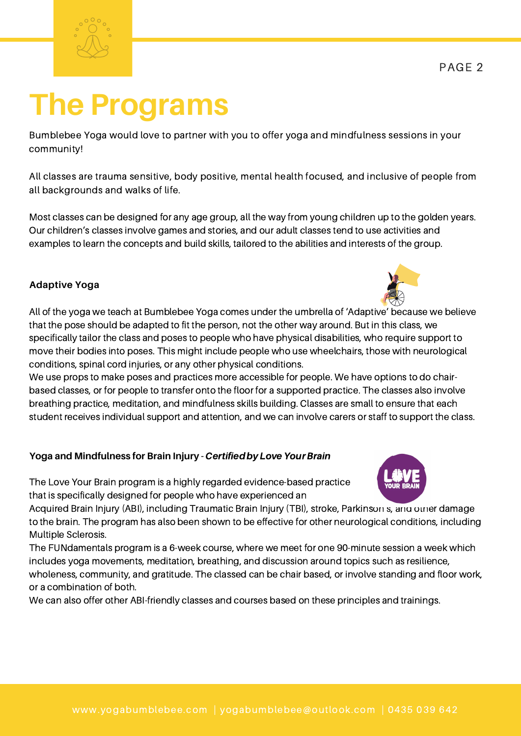# The Programs

Bumblebee Yoga would love to partner with you to offer yoga and mindfulness sessions in your community!

All classes are trauma sensitive, body positive, mental health focused, and inclusive of people from all backgrounds and walks of life.

Most classes can be designed for any age group, all the way from young children up to the golden years. Our children's classes involve games and stories, and our adult classes tend to use activities and examples to learn the concepts and build skills, tailored to the abilities and interests of the group.

### Adaptive Yoga

All of the yoga we teach at Bumblebee Yoga comes under the umbrella of 'Adaptive' because we believe that the pose should be adapted to fit the person, not the other way around. But in this class, we specifically tailor the class and poses to people who have physical disabilities, who require support to move their bodies into poses. This might include people who use wheelchairs, those with neurological conditions, spinal cord injuries, or any other physical conditions.

We use props to make poses and practices more accessible for people. We have options to do chair-based classes, or for people to transfer onto the floor for a supported practice. The classes also involve breathing practice, meditation, and mindfulness skills building. Classes are small to ensure that each student receives individual support and attention, and we can involve carers or staff to support the class.

### Yoga and Mindfulness for Brain Injury - *Certified by Love Your Brain*

The Love Your Brain program is a highly regarded evidence-based practice that is specifically designed for people who have experienced an Acquired Brain Injury (ABI), including Traumatic Brain Injury (TBI), stroke, Parkinson's, and other damage to the brain. The program has also been shown to be effective for other neurological conditions, including Multiple Sclerosis.

The FUNdamentals program is a 6-week course, where we meet for one 90-minute session a week which includes yoga movements, meditation, breathing, and discussion around topics such as resilience, wholeness, community, and gratitude. The classed can be chair based, or involve standing and floor work, or a combination of both.

We can also offer other ABI-friendly classes and courses based on these principles and trainings.

www.yogabumblebee.com | yogabumblebee@outlook.com | 0435 039 642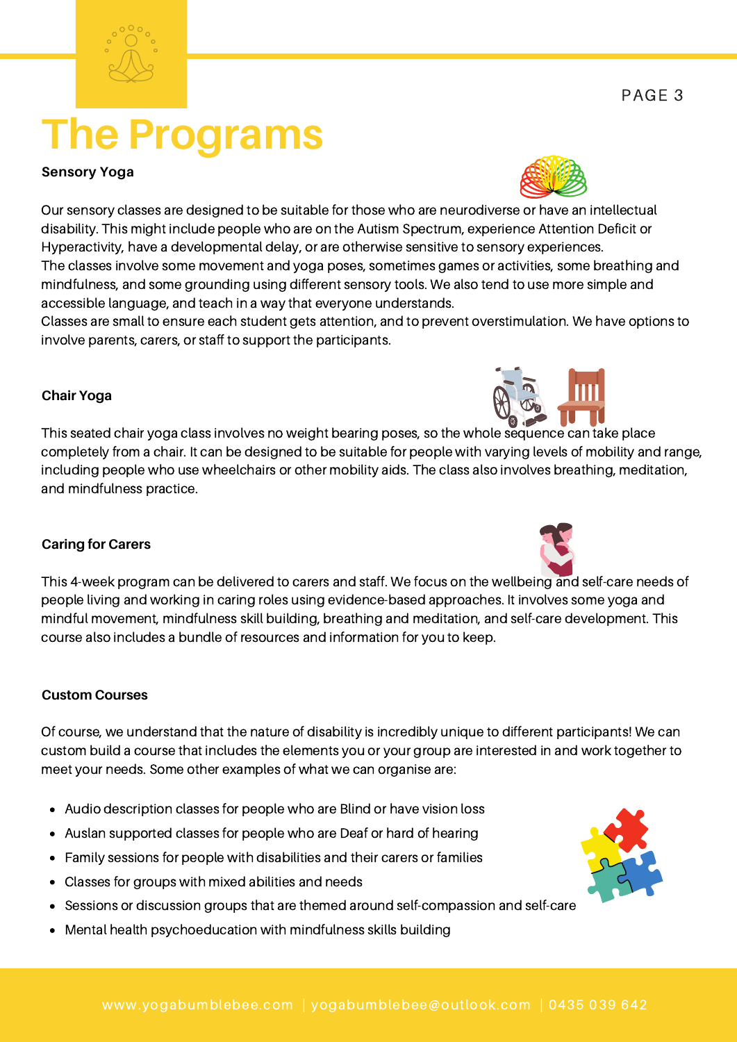# The Programs

### Sensory Yoga

Our sensory classes are designed to be suitable for those who are neurodiverse or have an intellectual disability. This might include people who are on the Autism Spectrum, experience Attention Deficit or Hyperactivity, have a developmental delay, or are otherwise sensitive to sensory experiences.
The classes involve some movement and yoga poses, sometimes games or activities, some breathing and mindfulness, and some grounding using different sensory tools. We also tend to use more simple and accessible language, and teach in a way that everyone understands.
Classes are small to ensure each student gets attention, and to prevent overstimulation. We have options to involve parents, carers, or staff to support the participants.

### Chair Yoga

This seated chair yoga class involves no weight bearing poses, so the whole sequence can take place completely from a chair. It can be designed to be suitable for people with varying levels of mobility and range, including people who use wheelchairs or other mobility aids. The class also involves breathing, meditation, and mindfulness practice.

### Caring for Carers

This 4-week program can be delivered to carers and staff. We focus on the wellbeing and self-care needs of people living and working in caring roles using evidence-based approaches. It involves some yoga and mindful movement, mindfulness skill building, breathing and meditation, and self-care development. This course also includes a bundle of resources and information for you to keep.

### Custom Courses

Of course, we understand that the nature of disability is incredibly unique to different participants! We can custom build a course that includes the elements you or your group are interested in and work together to meet your needs. Some other examples of what we can organise are:

- Audio description classes for people who are Blind or have vision loss
- Auslan supported classes for people who are Deaf or hard of hearing
- Family sessions for people with disabilities and their carers or families
- Classes for groups with mixed abilities and needs
- Sessions or discussion groups that are themed around self-compassion and self-care
- Mental health psychoeducation with mindfulness skills building

www.yogabumblebee.com | yogabumblebee@outlook.com | 0435 039 642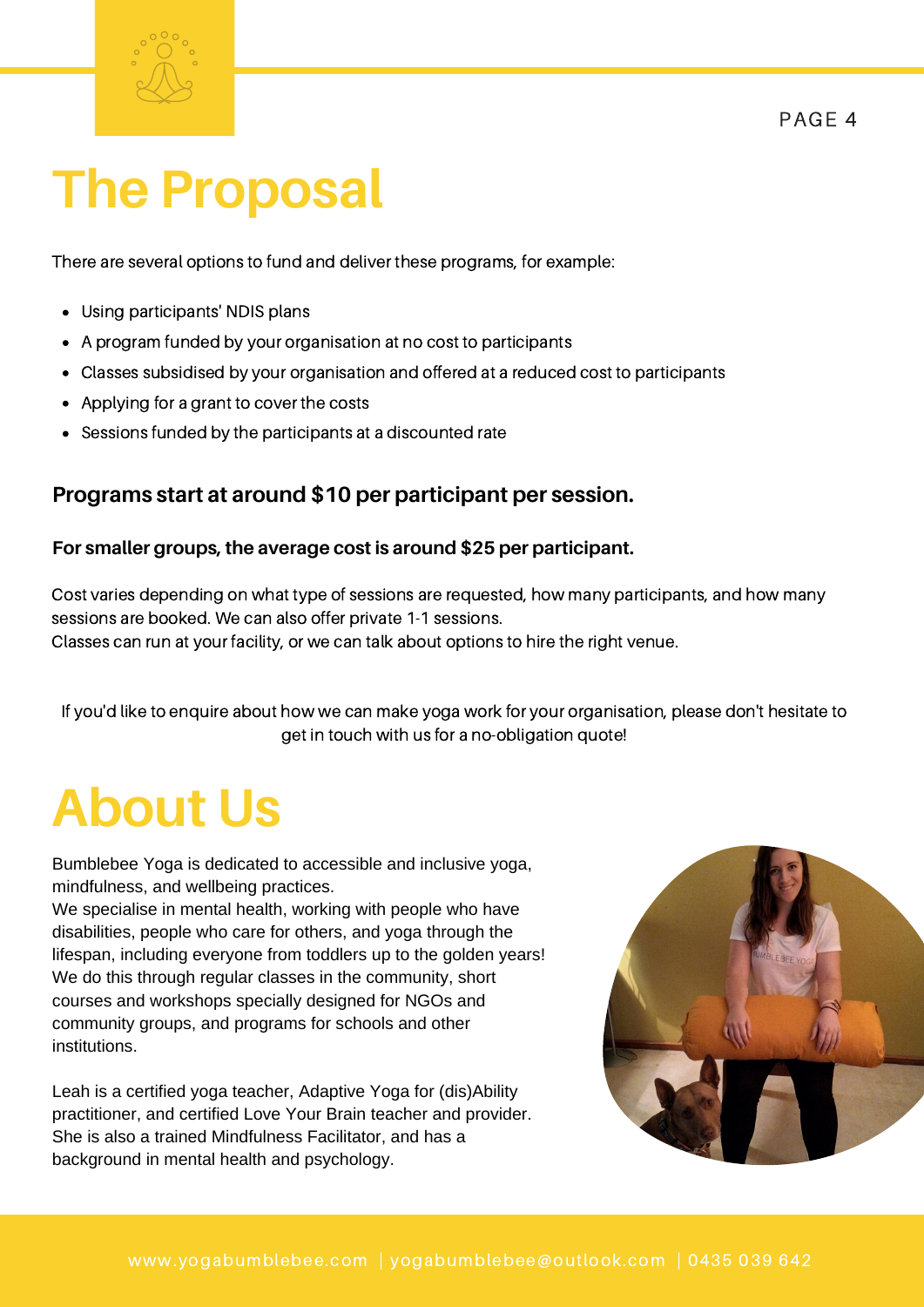# The Proposal

There are several options to fund and deliver these programs, for example:

- Using participants' NDIS plans
- A program funded by your organisation at no cost to participants
- Classes subsidised by your organisation and offered at a reduced cost to participants
- Applying for a grant to cover the costs
- Sessions funded by the participants at a discounted rate

### Programs start at around $10 per participant per session.

**For smaller groups, the average cost is around $25 per participant.**

Cost varies depending on what type of sessions are requested, how many participants, and how many sessions are booked. We can also offer private 1-1 sessions.
Classes can run at your facility, or we can talk about options to hire the right venue.

If you'd like to enquire about how we can make yoga work for your organisation, please don't hesitate to get in touch with us for a no-obligation quote!

# About Us

Bumblebee Yoga is dedicated to accessible and inclusive yoga, mindfulness, and wellbeing practices.
We specialise in mental health, working with people who have disabilities, people who care for others, and yoga through the lifespan, including everyone from toddlers up to the golden years! We do this through regular classes in the community, short courses and workshops specially designed for NGOs and community groups, and programs for schools and other institutions.

Leah is a certified yoga teacher, Adaptive Yoga for (dis)Ability practitioner, and certified Love Your Brain teacher and provider. She is also a trained Mindfulness Facilitator, and has a background in mental health and psychology.

www.yogabumblebee.com | yogabumblebee@outlook.com | 0435 039 642